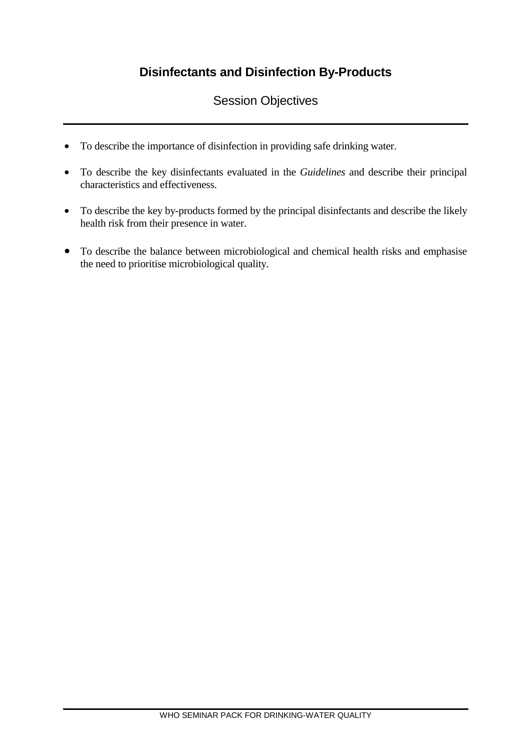# Disinfectants and Disinfection By-Products

## Session Objectives

- To describe the importance of disinfection in providing safe drinking water.
- To describe the key disinfectants evaluated in the *Guidelines* and describe their principal characteristics and effectiveness.
- To describe the key by-products formed by the principal disinfectants and describe the likely health risk from their presence in water.
- To describe the balance between microbiological and chemical health risks and emphasise the need to prioritise microbiological quality.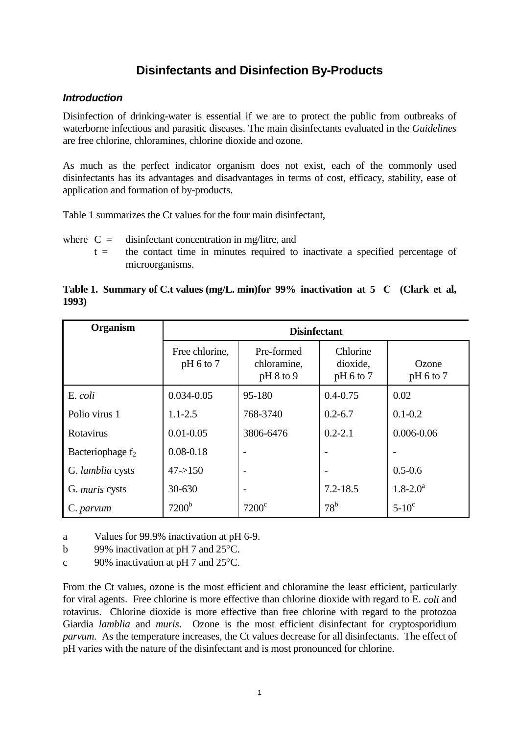# Disinfectants and Disinfection By-Products

### *Introduction*

Disinfection of drinking-water is essential if we are to protect the public from outbreaks of waterborne infectious and parasitic diseases. The main disinfectants evaluated in the *Guidelines* are free chlorine, chloramines, chlorine dioxide and ozone.

As much as the perfect indicator organism does not exist, each of the commonly used disinfectants has its advantages and disadvantages in terms of cost, efficacy, stability, ease of application and formation of by-products.

Table 1 summarizes the Ct values for the four main disinfectant,

where C = disinfectant concentration in mg/litre, and
t = the contact time in minutes required to inactivate a specified percentage of microorganisms.

**Table 1. Summary of C.t values (mg/L. min)for 99% inactivation at 5 C (Clark et al, 1993)**

| Organism | Disinfectant | | | |
|---|---|---|---|---|
| | Free chlorine, pH 6 to 7 | Pre-formed chloramine, pH 8 to 9 | Chlorine dioxide, pH 6 to 7 | Ozone pH 6 to 7 |
| E. *coli* | 0.034-0.05 | 95-180 | 0.4-0.75 | 0.02 |
| Polio virus 1 | 1.1-2.5 | 768-3740 | 0.2-6.7 | 0.1-0.2 |
| Rotavirus | 0.01-0.05 | 3806-6476 | 0.2-2.1 | 0.006-0.06 |
| Bacteriophage $f_2$ | 0.08-0.18 | - | - | - |
| G. *lamblia* cysts | 47->150 | - | - | 0.5-0.6 |
| G. *muris* cysts | 30-630 | - | 7.2-18.5 | 1.8-2.0[a] |
| C. *parvum* | 7200[b] | 7200[c] | 78[b] | 5-10[c] |

a Values for 99.9% inactivation at pH 6-9.
b 99% inactivation at pH 7 and 25°C.
c 90% inactivation at pH 7 and 25°C.

From the Ct values, ozone is the most efficient and chloramine the least efficient, particularly for viral agents. Free chlorine is more effective than chlorine dioxide with regard to E. *coli* and rotavirus. Chlorine dioxide is more effective than free chlorine with regard to the protozoa Giardia *lamblia* and *muris*. Ozone is the most efficient disinfectant for cryptosporidium *parvum*. As the temperature increases, the Ct values decrease for all disinfectants. The effect of pH varies with the nature of the disinfectant and is most pronounced for chlorine.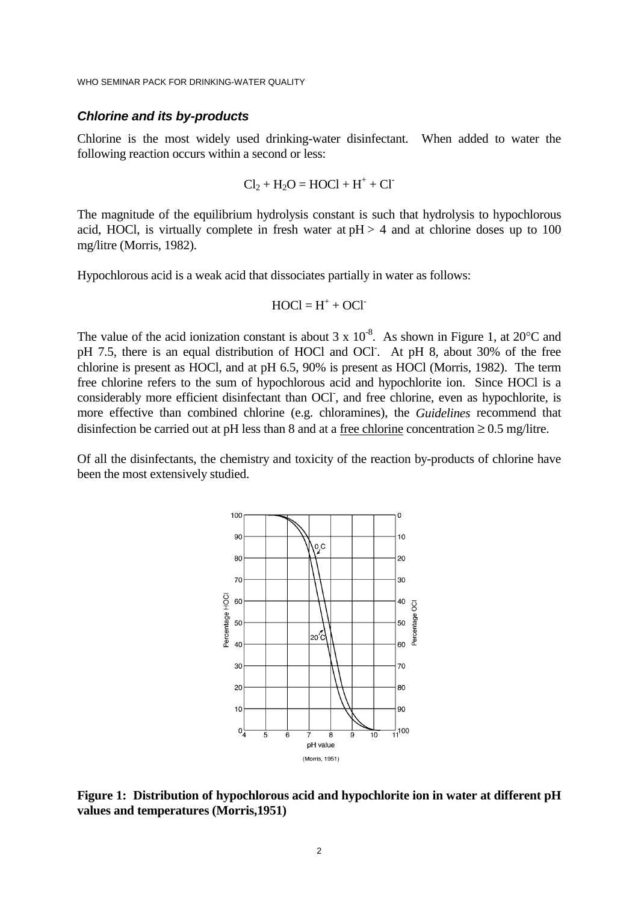### *Chlorine and its by-products*

Chlorine is the most widely used drinking-water disinfectant. When added to water the following reaction occurs within a second or less:

$$Cl_2 + H_2O = HOCl + H^+ + Cl^-$$

The magnitude of the equilibrium hydrolysis constant is such that hydrolysis to hypochlorous acid, HOCl, is virtually complete in fresh water at pH > 4 and at chlorine doses up to 100 mg/litre (Morris, 1982).

Hypochlorous acid is a weak acid that dissociates partially in water as follows:

$$HOCl = H^+ + OCl^-$$

The value of the acid ionization constant is about $3 \times 10^{-8}$. As shown in Figure 1, at 20°C and pH 7.5, there is an equal distribution of HOCl and $OCl^-$. At pH 8, about 30% of the free chlorine is present as HOCl, and at pH 6.5, 90% is present as HOCl (Morris, 1982). The term free chlorine refers to the sum of hypochlorous acid and hypochlorite ion. Since HOCl is a considerably more efficient disinfectant than $OCl^-$, and free chlorine, even as hypochlorite, is more effective than combined chlorine (e.g. chloramines), the *Guidelines* recommend that disinfection be carried out at pH less than 8 and at a free chlorine concentration ≥ 0.5 mg/litre.

Of all the disinfectants, the chemistry and toxicity of the reaction by-products of chlorine have been the most extensively studied.

**Figure 1: Distribution of hypochlorous acid and hypochlorite ion in water at different pH values and temperatures (Morris,1951)**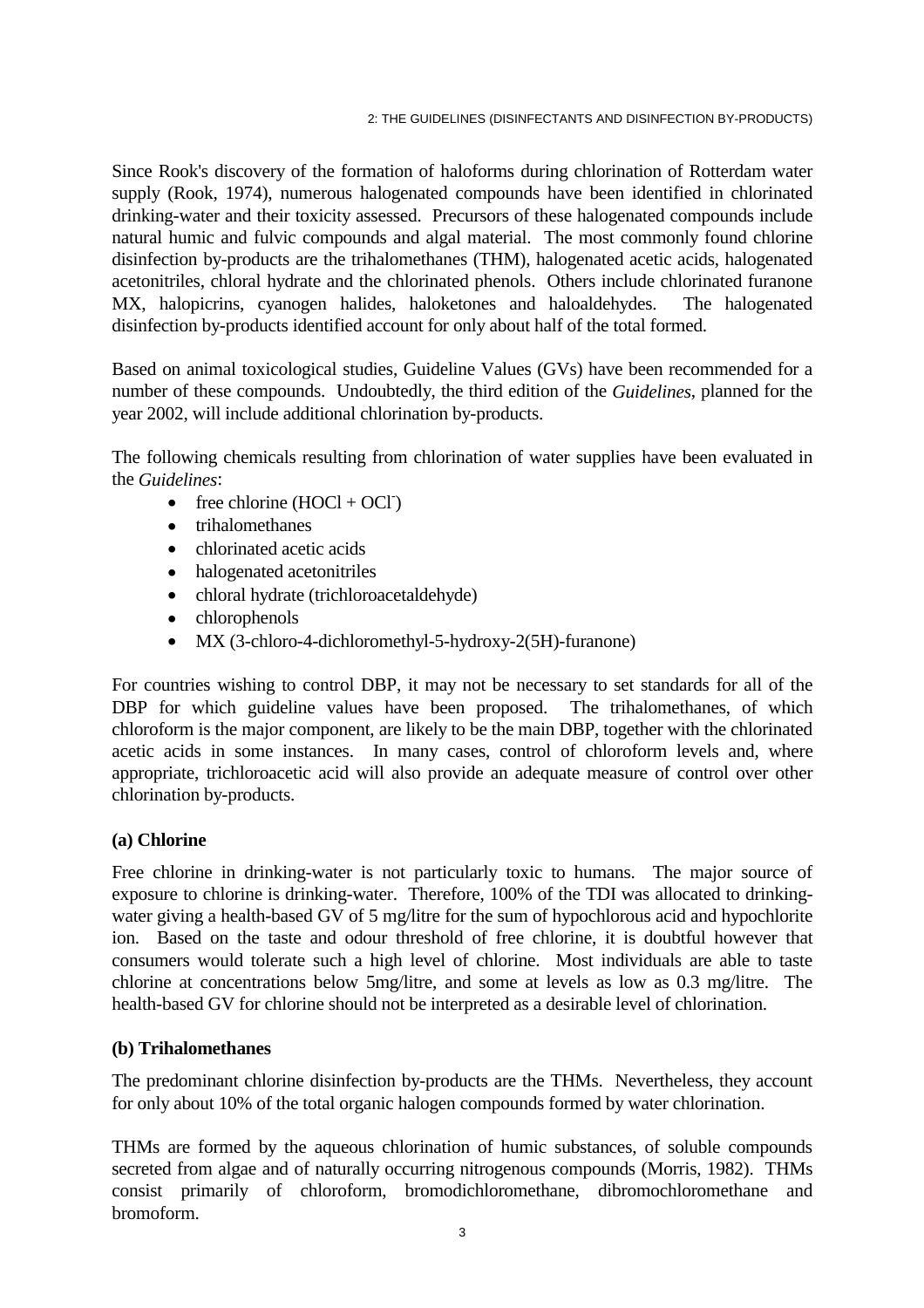Since Rook's discovery of the formation of haloforms during chlorination of Rotterdam water supply (Rook, 1974), numerous halogenated compounds have been identified in chlorinated drinking-water and their toxicity assessed. Precursors of these halogenated compounds include natural humic and fulvic compounds and algal material. The most commonly found chlorine disinfection by-products are the trihalomethanes (THM), halogenated acetic acids, halogenated acetonitriles, chloral hydrate and the chlorinated phenols. Others include chlorinated furanone MX, halopicrins, cyanogen halides, haloketones and haloaldehydes. The halogenated disinfection by-products identified account for only about half of the total formed.

Based on animal toxicological studies, Guideline Values (GVs) have been recommended for a number of these compounds. Undoubtedly, the third edition of the *Guidelines*, planned for the year 2002, will include additional chlorination by-products.

The following chemicals resulting from chlorination of water supplies have been evaluated in the *Guidelines*:

- free chlorine ($HOCl + OCl^-$)
- trihalomethanes
- chlorinated acetic acids
- halogenated acetonitriles
- chloral hydrate (trichloroacetaldehyde)
- chlorophenols
- MX (3-chloro-4-dichloromethyl-5-hydroxy-2(5H)-furanone)

For countries wishing to control DBP, it may not be necessary to set standards for all of the DBP for which guideline values have been proposed. The trihalomethanes, of which chloroform is the major component, are likely to be the main DBP, together with the chlorinated acetic acids in some instances. In many cases, control of chloroform levels and, where appropriate, trichloroacetic acid will also provide an adequate measure of control over other chlorination by-products.

**(a) Chlorine**

Free chlorine in drinking-water is not particularly toxic to humans. The major source of exposure to chlorine is drinking-water. Therefore, 100% of the TDI was allocated to drinking-water giving a health-based GV of 5 mg/litre for the sum of hypochlorous acid and hypochlorite ion. Based on the taste and odour threshold of free chlorine, it is doubtful however that consumers would tolerate such a high level of chlorine. Most individuals are able to taste chlorine at concentrations below 5mg/litre, and some at levels as low as 0.3 mg/litre. The health-based GV for chlorine should not be interpreted as a desirable level of chlorination.

**(b) Trihalomethanes**

The predominant chlorine disinfection by-products are the THMs. Nevertheless, they account for only about 10% of the total organic halogen compounds formed by water chlorination.

THMs are formed by the aqueous chlorination of humic substances, of soluble compounds secreted from algae and of naturally occurring nitrogenous compounds (Morris, 1982). THMs consist primarily of chloroform, bromodichloromethane, dibromochloromethane and bromoform.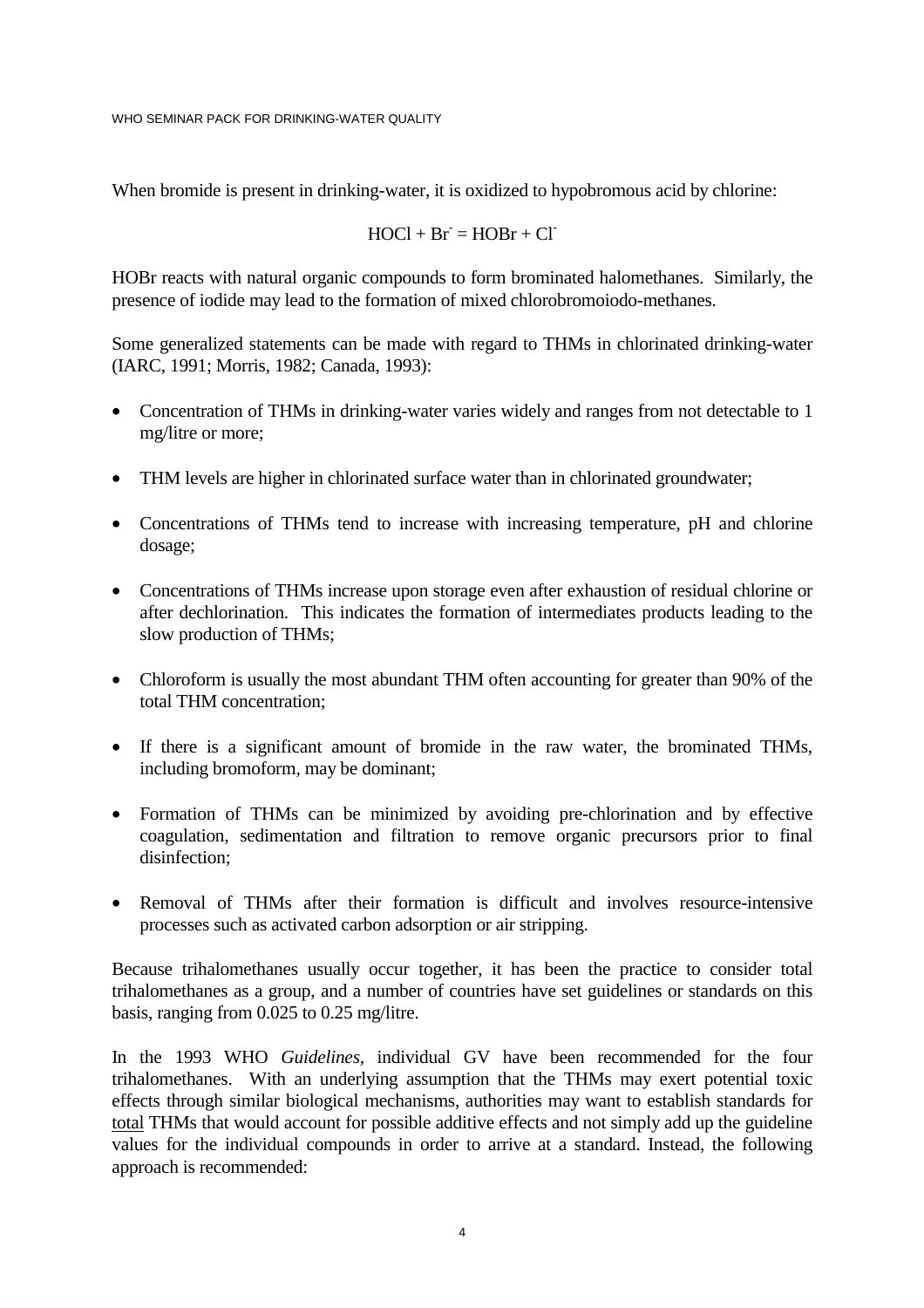When bromide is present in drinking-water, it is oxidized to hypobromous acid by chlorine:

$$HOCl + Br^- = HOBr + Cl^-$$

HOBr reacts with natural organic compounds to form brominated halomethanes. Similarly, the presence of iodide may lead to the formation of mixed chlorobromoiodo-methanes.

Some generalized statements can be made with regard to THMs in chlorinated drinking-water (IARC, 1991; Morris, 1982; Canada, 1993):

- Concentration of THMs in drinking-water varies widely and ranges from not detectable to 1 mg/litre or more;
- THM levels are higher in chlorinated surface water than in chlorinated groundwater;
- Concentrations of THMs tend to increase with increasing temperature, pH and chlorine dosage;
- Concentrations of THMs increase upon storage even after exhaustion of residual chlorine or after dechlorination. This indicates the formation of intermediates products leading to the slow production of THMs;
- Chloroform is usually the most abundant THM often accounting for greater than 90% of the total THM concentration;
- If there is a significant amount of bromide in the raw water, the brominated THMs, including bromoform, may be dominant;
- Formation of THMs can be minimized by avoiding pre-chlorination and by effective coagulation, sedimentation and filtration to remove organic precursors prior to final disinfection;
- Removal of THMs after their formation is difficult and involves resource-intensive processes such as activated carbon adsorption or air stripping.

Because trihalomethanes usually occur together, it has been the practice to consider total trihalomethanes as a group, and a number of countries have set guidelines or standards on this basis, ranging from 0.025 to 0.25 mg/litre.

In the 1993 WHO *Guidelines*, individual GV have been recommended for the four trihalomethanes. With an underlying assumption that the THMs may exert potential toxic effects through similar biological mechanisms, authorities may want to establish standards for total THMs that would account for possible additive effects and not simply add up the guideline values for the individual compounds in order to arrive at a standard. Instead, the following approach is recommended: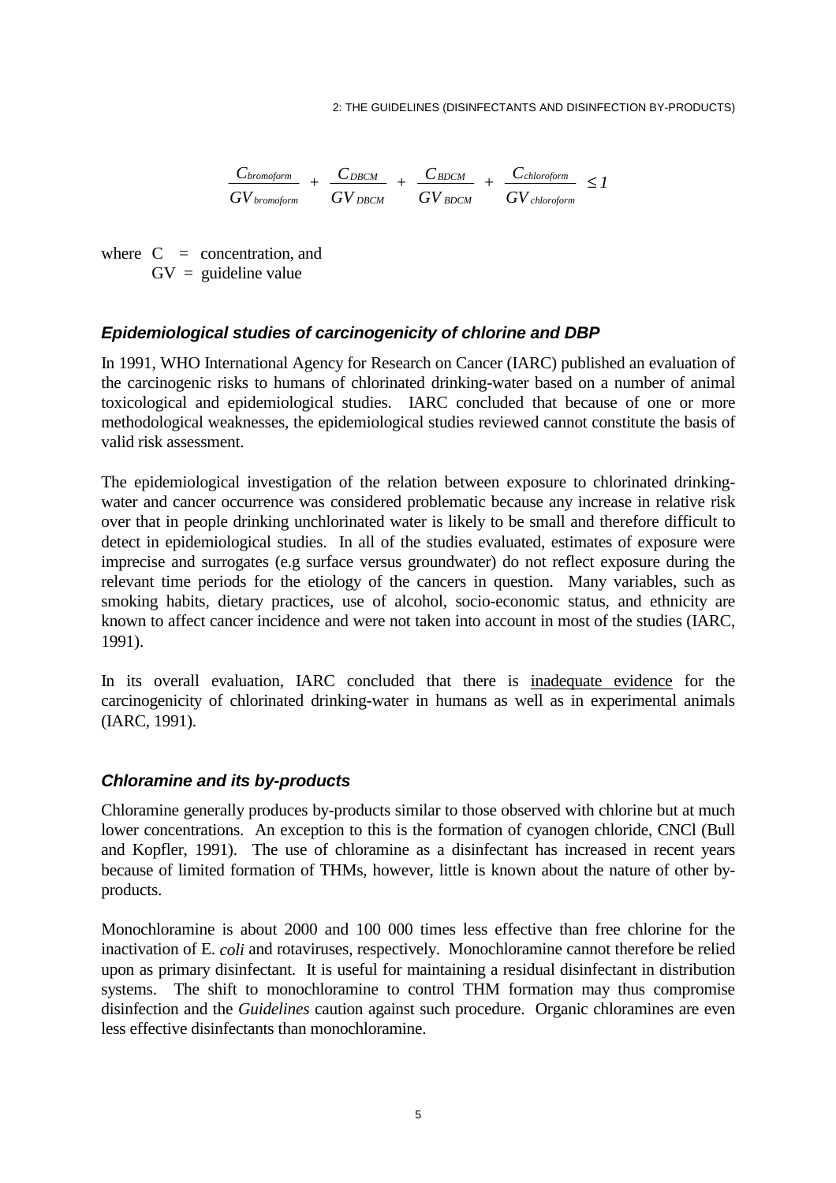$$\frac{C_{bromoform}}{GV_{bromoform}} + \frac{C_{DBCM}}{GV_{DBCM}} + \frac{C_{BDCM}}{GV_{BDCM}} + \frac{C_{chloroform}}{GV_{chloroform}} \leq 1$$

where C = concentration, and
GV = guideline value

### *Epidemiological studies of carcinogenicity of chlorine and DBP*

In 1991, WHO International Agency for Research on Cancer (IARC) published an evaluation of the carcinogenic risks to humans of chlorinated drinking-water based on a number of animal toxicological and epidemiological studies. IARC concluded that because of one or more methodological weaknesses, the epidemiological studies reviewed cannot constitute the basis of valid risk assessment.

The epidemiological investigation of the relation between exposure to chlorinated drinking-water and cancer occurrence was considered problematic because any increase in relative risk over that in people drinking unchlorinated water is likely to be small and therefore difficult to detect in epidemiological studies. In all of the studies evaluated, estimates of exposure were imprecise and surrogates (e.g surface versus groundwater) do not reflect exposure during the relevant time periods for the etiology of the cancers in question. Many variables, such as smoking habits, dietary practices, use of alcohol, socio-economic status, and ethnicity are known to affect cancer incidence and were not taken into account in most of the studies (IARC, 1991).

In its overall evaluation, IARC concluded that there is inadequate evidence for the carcinogenicity of chlorinated drinking-water in humans as well as in experimental animals (IARC, 1991).

### *Chloramine and its by-products*

Chloramine generally produces by-products similar to those observed with chlorine but at much lower concentrations. An exception to this is the formation of cyanogen chloride, CNCl (Bull and Kopfler, 1991). The use of chloramine as a disinfectant has increased in recent years because of limited formation of THMs, however, little is known about the nature of other by-products.

Monochloramine is about 2000 and 100 000 times less effective than free chlorine for the inactivation of E. *coli* and rotaviruses, respectively. Monochloramine cannot therefore be relied upon as primary disinfectant. It is useful for maintaining a residual disinfectant in distribution systems. The shift to monochloramine to control THM formation may thus compromise disinfection and the *Guidelines* caution against such procedure. Organic chloramines are even less effective disinfectants than monochloramine.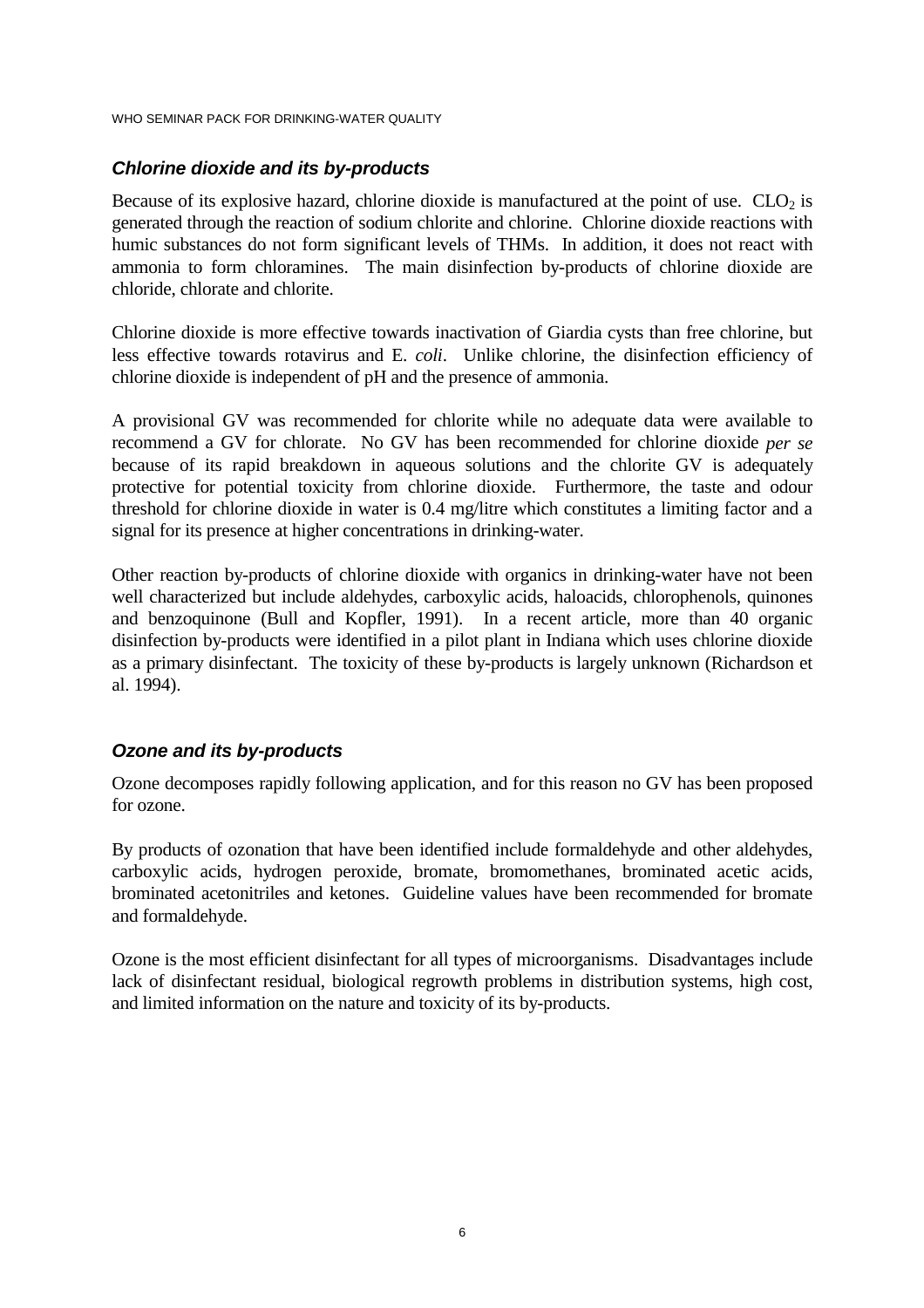### *Chlorine dioxide and its by-products*

Because of its explosive hazard, chlorine dioxide is manufactured at the point of use. $CLO_2$ is generated through the reaction of sodium chlorite and chlorine. Chlorine dioxide reactions with humic substances do not form significant levels of THMs. In addition, it does not react with ammonia to form chloramines. The main disinfection by-products of chlorine dioxide are chloride, chlorate and chlorite.

Chlorine dioxide is more effective towards inactivation of Giardia cysts than free chlorine, but less effective towards rotavirus and E. *coli*. Unlike chlorine, the disinfection efficiency of chlorine dioxide is independent of pH and the presence of ammonia.

A provisional GV was recommended for chlorite while no adequate data were available to recommend a GV for chlorate. No GV has been recommended for chlorine dioxide *per se* because of its rapid breakdown in aqueous solutions and the chlorite GV is adequately protective for potential toxicity from chlorine dioxide. Furthermore, the taste and odour threshold for chlorine dioxide in water is 0.4 mg/litre which constitutes a limiting factor and a signal for its presence at higher concentrations in drinking-water.

Other reaction by-products of chlorine dioxide with organics in drinking-water have not been well characterized but include aldehydes, carboxylic acids, haloacids, chlorophenols, quinones and benzoquinone (Bull and Kopfler, 1991). In a recent article, more than 40 organic disinfection by-products were identified in a pilot plant in Indiana which uses chlorine dioxide as a primary disinfectant. The toxicity of these by-products is largely unknown (Richardson et al. 1994).

### *Ozone and its by-products*

Ozone decomposes rapidly following application, and for this reason no GV has been proposed for ozone.

By products of ozonation that have been identified include formaldehyde and other aldehydes, carboxylic acids, hydrogen peroxide, bromate, bromomethanes, brominated acetic acids, brominated acetonitriles and ketones. Guideline values have been recommended for bromate and formaldehyde.

Ozone is the most efficient disinfectant for all types of microorganisms. Disadvantages include lack of disinfectant residual, biological regrowth problems in distribution systems, high cost, and limited information on the nature and toxicity of its by-products.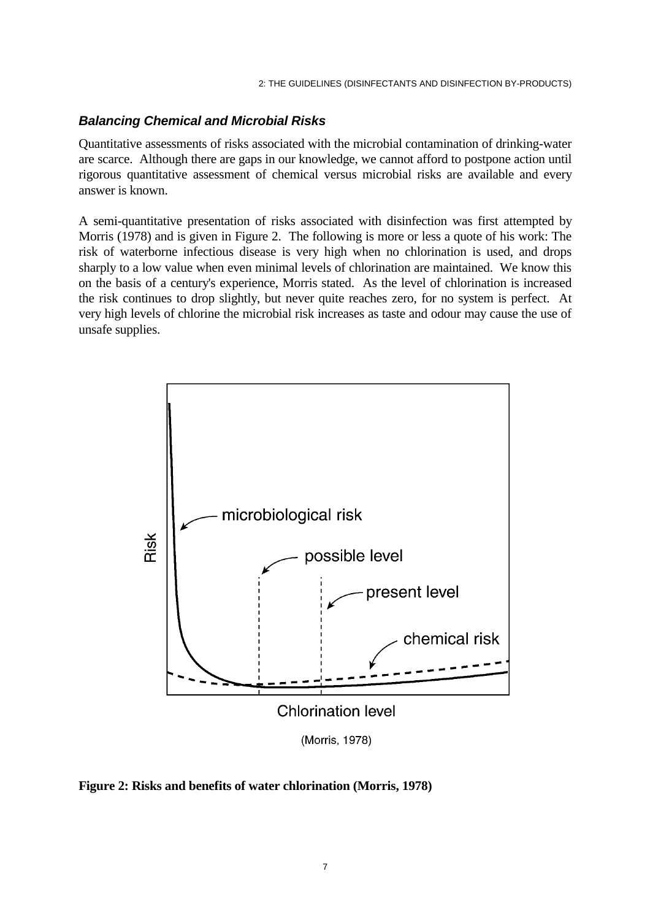### *Balancing Chemical and Microbial Risks*

Quantitative assessments of risks associated with the microbial contamination of drinking-water are scarce. Although there are gaps in our knowledge, we cannot afford to postpone action until rigorous quantitative assessment of chemical versus microbial risks are available and every answer is known.

A semi-quantitative presentation of risks associated with disinfection was first attempted by Morris (1978) and is given in Figure 2. The following is more or less a quote of his work: The risk of waterborne infectious disease is very high when no chlorination is used, and drops sharply to a low value when even minimal levels of chlorination are maintained. We know this on the basis of a century's experience, Morris stated. As the level of chlorination is increased the risk continues to drop slightly, but never quite reaches zero, for no system is perfect. At very high levels of chlorine the microbial risk increases as taste and odour may cause the use of unsafe supplies.

**Figure 2: Risks and benefits of water chlorination (Morris, 1978)**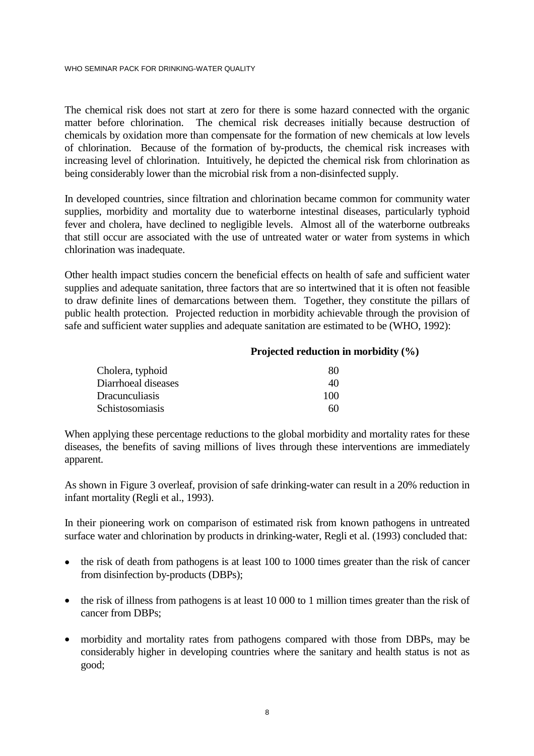The chemical risk does not start at zero for there is some hazard connected with the organic matter before chlorination. The chemical risk decreases initially because destruction of chemicals by oxidation more than compensate for the formation of new chemicals at low levels of chlorination. Because of the formation of by-products, the chemical risk increases with increasing level of chlorination. Intuitively, he depicted the chemical risk from chlorination as being considerably lower than the microbial risk from a non-disinfected supply.

In developed countries, since filtration and chlorination became common for community water supplies, morbidity and mortality due to waterborne intestinal diseases, particularly typhoid fever and cholera, have declined to negligible levels. Almost all of the waterborne outbreaks that still occur are associated with the use of untreated water or water from systems in which chlorination was inadequate.

Other health impact studies concern the beneficial effects on health of safe and sufficient water supplies and adequate sanitation, three factors that are so intertwined that it is often not feasible to draw definite lines of demarcations between them. Together, they constitute the pillars of public health protection. Projected reduction in morbidity achievable through the provision of safe and sufficient water supplies and adequate sanitation are estimated to be (WHO, 1992):

| | **Projected reduction in morbidity (%)** |
|---|---|
| Cholera, typhoid | 80 |
| Diarrhoeal diseases | 40 |
| Dracunculiasis | 100 |
| Schistosomiasis | 60 |

When applying these percentage reductions to the global morbidity and mortality rates for these diseases, the benefits of saving millions of lives through these interventions are immediately apparent.

As shown in Figure 3 overleaf, provision of safe drinking-water can result in a 20% reduction in infant mortality (Regli et al., 1993).

In their pioneering work on comparison of estimated risk from known pathogens in untreated surface water and chlorination by products in drinking-water, Regli et al. (1993) concluded that:

- the risk of death from pathogens is at least 100 to 1000 times greater than the risk of cancer from disinfection by-products (DBPs);
- the risk of illness from pathogens is at least 10 000 to 1 million times greater than the risk of cancer from DBPs;
- morbidity and mortality rates from pathogens compared with those from DBPs, may be considerably higher in developing countries where the sanitary and health status is not as good;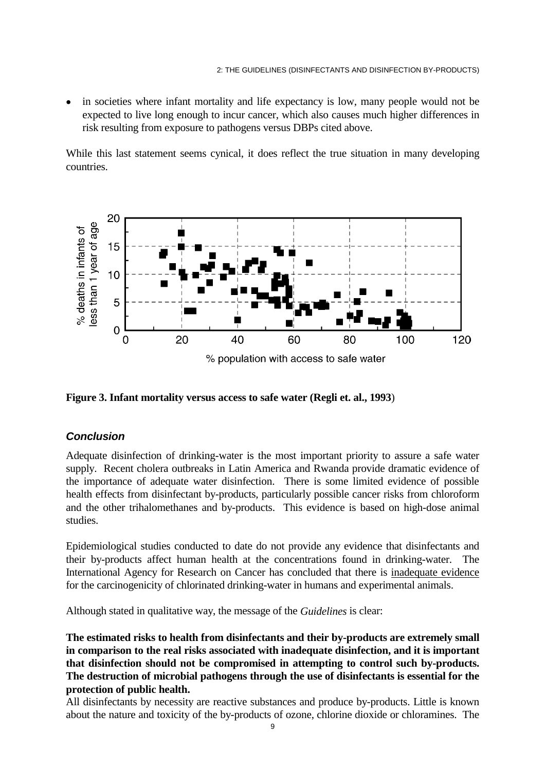- in societies where infant mortality and life expectancy is low, many people would not be expected to live long enough to incur cancer, which also causes much higher differences in risk resulting from exposure to pathogens versus DBPs cited above.

While this last statement seems cynical, it does reflect the true situation in many developing countries.

**Figure 3. Infant mortality versus access to safe water (Regli et. al., 1993)**

### *Conclusion*

Adequate disinfection of drinking-water is the most important priority to assure a safe water supply. Recent cholera outbreaks in Latin America and Rwanda provide dramatic evidence of the importance of adequate water disinfection. There is some limited evidence of possible health effects from disinfectant by-products, particularly possible cancer risks from chloroform and the other trihalomethanes and by-products. This evidence is based on high-dose animal studies.

Epidemiological studies conducted to date do not provide any evidence that disinfectants and their by-products affect human health at the concentrations found in drinking-water. The International Agency for Research on Cancer has concluded that there is inadequate evidence for the carcinogenicity of chlorinated drinking-water in humans and experimental animals.

Although stated in qualitative way, the message of the *Guidelines* is clear:

**The estimated risks to health from disinfectants and their by-products are extremely small in comparison to the real risks associated with inadequate disinfection, and it is important that disinfection should not be compromised in attempting to control such by-products. The destruction of microbial pathogens through the use of disinfectants is essential for the protection of public health.**

All disinfectants by necessity are reactive substances and produce by-products. Little is known about the nature and toxicity of the by-products of ozone, chlorine dioxide or chloramines. The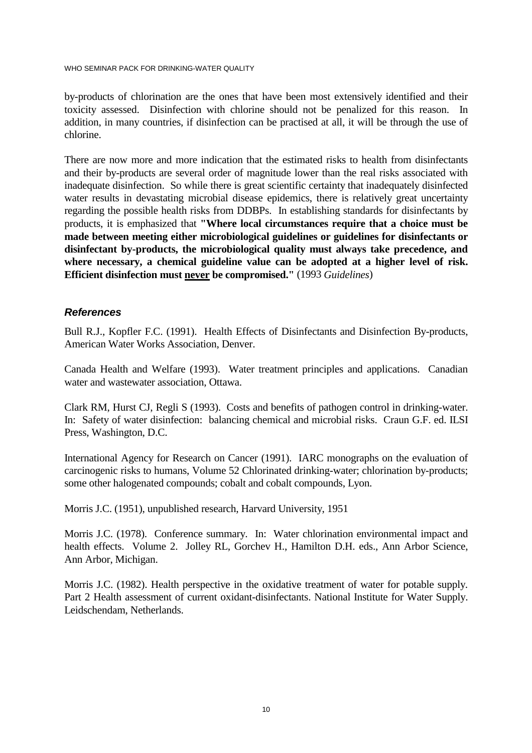by-products of chlorination are the ones that have been most extensively identified and their toxicity assessed. Disinfection with chlorine should not be penalized for this reason. In addition, in many countries, if disinfection can be practised at all, it will be through the use of chlorine.

There are now more and more indication that the estimated risks to health from disinfectants and their by-products are several order of magnitude lower than the real risks associated with inadequate disinfection. So while there is great scientific certainty that inadequately disinfected water results in devastating microbial disease epidemics, there is relatively great uncertainty regarding the possible health risks from DDBPs. In establishing standards for disinfectants by products, it is emphasized that **"Where local circumstances require that a choice must be made between meeting either microbiological guidelines or guidelines for disinfectants or disinfectant by-products, the microbiological quality must always take precedence, and where necessary, a chemical guideline value can be adopted at a higher level of risk. Efficient disinfection must <u>never</u> be compromised."** (1993 *Guidelines*)

### *References*

Bull R.J., Kopfler F.C. (1991). Health Effects of Disinfectants and Disinfection By-products, American Water Works Association, Denver.

Canada Health and Welfare (1993). Water treatment principles and applications. Canadian water and wastewater association, Ottawa.

Clark RM, Hurst CJ, Regli S (1993). Costs and benefits of pathogen control in drinking-water. In: Safety of water disinfection: balancing chemical and microbial risks. Craun G.F. ed. ILSI Press, Washington, D.C.

International Agency for Research on Cancer (1991). IARC monographs on the evaluation of carcinogenic risks to humans, Volume 52 Chlorinated drinking-water; chlorination by-products; some other halogenated compounds; cobalt and cobalt compounds, Lyon.

Morris J.C. (1951), unpublished research, Harvard University, 1951

Morris J.C. (1978). Conference summary. In: Water chlorination environmental impact and health effects. Volume 2. Jolley RL, Gorchev H., Hamilton D.H. eds., Ann Arbor Science, Ann Arbor, Michigan.

Morris J.C. (1982). Health perspective in the oxidative treatment of water for potable supply. Part 2 Health assessment of current oxidant-disinfectants. National Institute for Water Supply. Leidschendam, Netherlands.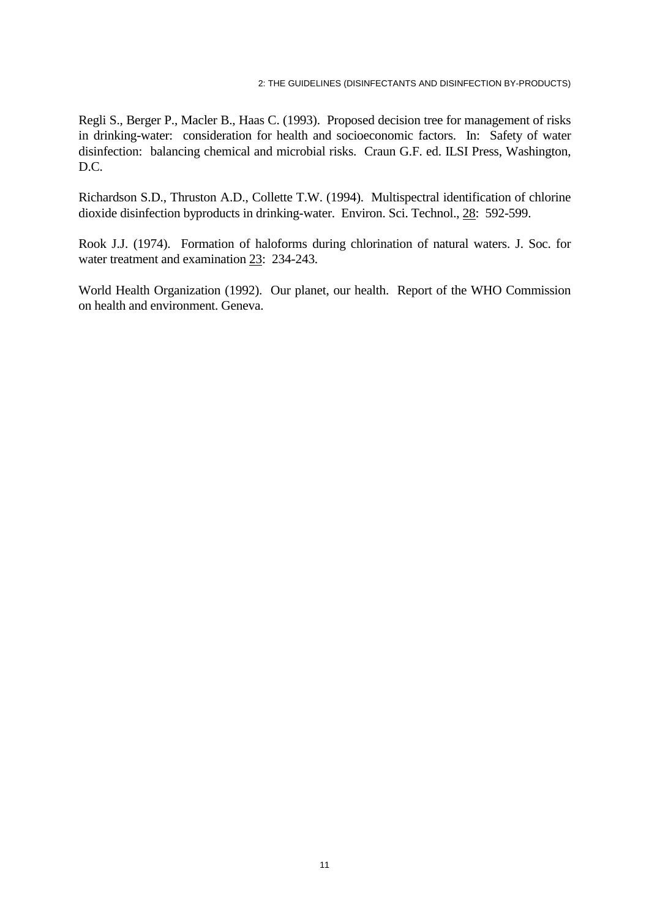Regli S., Berger P., Macler B., Haas C. (1993). Proposed decision tree for management of risks in drinking-water: consideration for health and socioeconomic factors. In: Safety of water disinfection: balancing chemical and microbial risks. Craun G.F. ed. ILSI Press, Washington, D.C.

Richardson S.D., Thruston A.D., Collette T.W. (1994). Multispectral identification of chlorine dioxide disinfection byproducts in drinking-water. Environ. Sci. Technol., 28: 592-599.

Rook J.J. (1974). Formation of haloforms during chlorination of natural waters. J. Soc. for water treatment and examination 23: 234-243.

World Health Organization (1992). Our planet, our health. Report of the WHO Commission on health and environment. Geneva.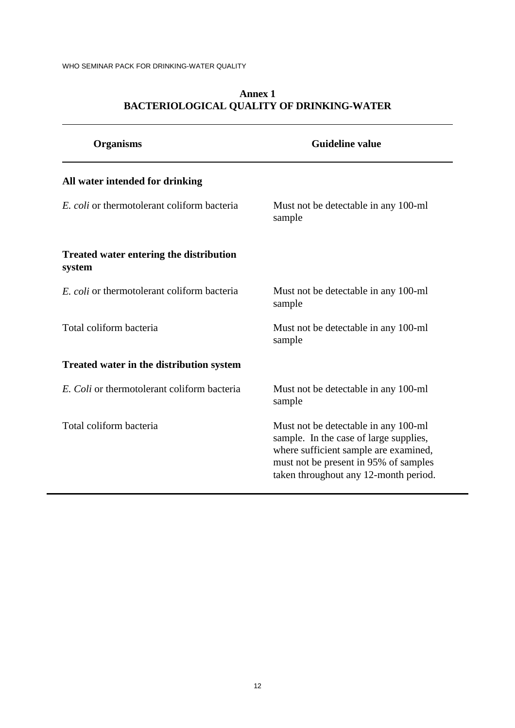## Annex 1
## BACTERIOLOGICAL QUALITY OF DRINKING-WATER

| Organisms | Guideline value |
|---|---|
| **All water intended for drinking** | |
| *E. coli* or thermotolerant coliform bacteria | Must not be detectable in any 100-ml sample |
| **Treated water entering the distribution system** | |
| *E. coli* or thermotolerant coliform bacteria | Must not be detectable in any 100-ml sample |
| Total coliform bacteria | Must not be detectable in any 100-ml sample |
| **Treated water in the distribution system** | |
| *E. Coli* or thermotolerant coliform bacteria | Must not be detectable in any 100-ml sample |
| Total coliform bacteria | Must not be detectable in any 100-ml sample. In the case of large supplies, where sufficient sample are examined, must not be present in 95% of samples taken throughout any 12-month period. |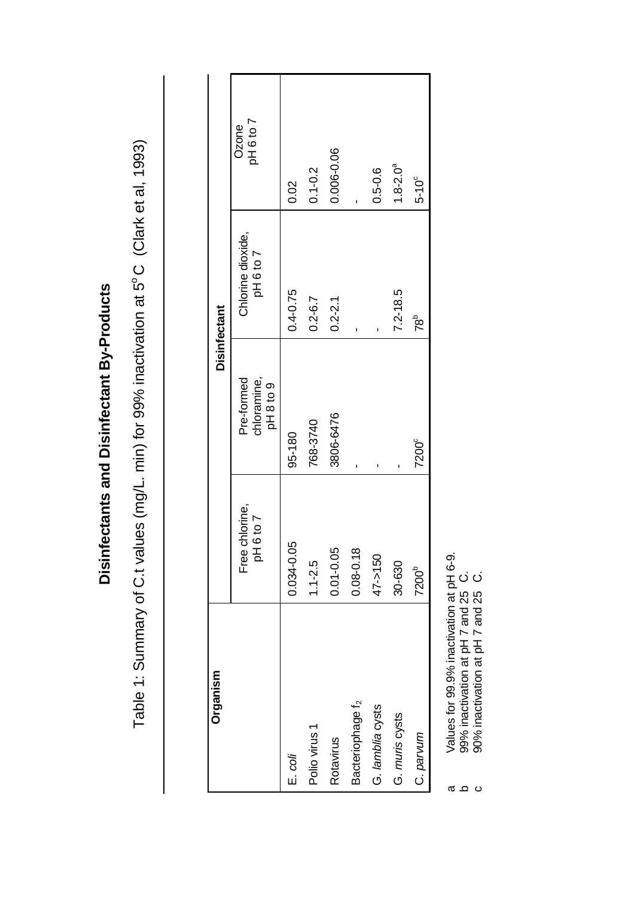# Disinfectants and Disinfectant By-Products

Table 1: Summary of C.t values (mg/L. min) for 99% inactivation at 5°C (Clark et al, 1993)

| Organism | Disinfectant | | | |
|---|---|---|---|---|
| | Free chlorine, pH 6 to 7 | Pre-formed chloramine, pH 8 to 9 | Chlorine dioxide, pH 6 to 7 | Ozone pH 6 to 7 |
| *E. coli* | 0.034-0.05 | 95-180 | 0.4-0.75 | 0.02 |
| Polio virus 1 | 1.1-2.5 | 768-3740 | 0.2-6.7 | 0.1-0.2 |
| Rotavirus | 0.01-0.05 | 3806-6476 | 0.2-2.1 | 0.006-0.06 |
| Bacteriophage $f_2$ | 0.08-0.18 | - | - | - |
| G. *lamblia* cysts | 47->150 | - | - | 0.5-0.6 |
| G. *muris* cysts | 30-630 | - | 7.2-18.5 | 1.8-2.0[a] |
| *C. parvum* | 7200[b] | 7200[c] | 78[b] | 5-10[c] |

a Values for 99.9% inactivation at pH 6-9.
b 99% inactivation at pH 7 and 25 C.
c 90% inactivation at pH 7 and 25 C.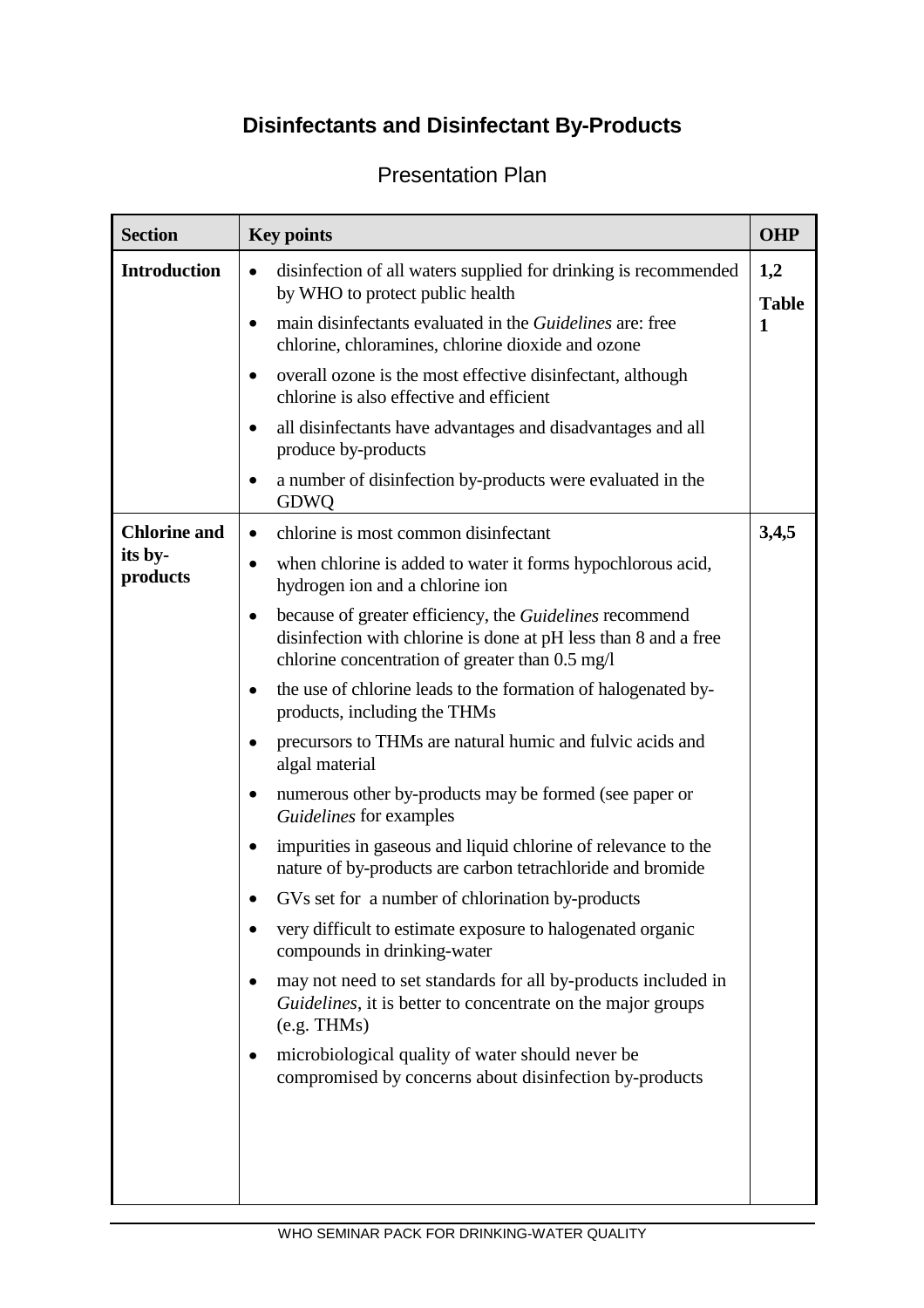# Disinfectants and Disinfectant By-Products

## Presentation Plan

| Section | Key points | OHP |
| --- | --- | --- |
| **Introduction** | • disinfection of all waters supplied for drinking is recommended by WHO to protect public health<br>• main disinfectants evaluated in the *Guidelines* are: free chlorine, chloramines, chlorine dioxide and ozone<br>• overall ozone is the most effective disinfectant, although chlorine is also effective and efficient<br>• all disinfectants have advantages and disadvantages and all produce by-products<br>• a number of disinfection by-products were evaluated in the GDWQ | **1,2**<br>**Table 1** |
| **Chlorine and its by-products** | • chlorine is most common disinfectant<br>• when chlorine is added to water it forms hypochlorous acid, hydrogen ion and a chlorine ion<br>• because of greater efficiency, the *Guidelines* recommend disinfection with chlorine is done at pH less than 8 and a free chlorine concentration of greater than 0.5 mg/l<br>• the use of chlorine leads to the formation of halogenated by-products, including the THMs<br>• precursors to THMs are natural humic and fulvic acids and algal material<br>• numerous other by-products may be formed (see paper or *Guidelines* for examples<br>• impurities in gaseous and liquid chlorine of relevance to the nature of by-products are carbon tetrachloride and bromide<br>• GVs set for a number of chlorination by-products<br>• very difficult to estimate exposure to halogenated organic compounds in drinking-water<br>• may not need to set standards for all by-products included in *Guidelines*, it is better to concentrate on the major groups (e.g. THMs)<br>• microbiological quality of water should never be compromised by concerns about disinfection by-products | **3,4,5** |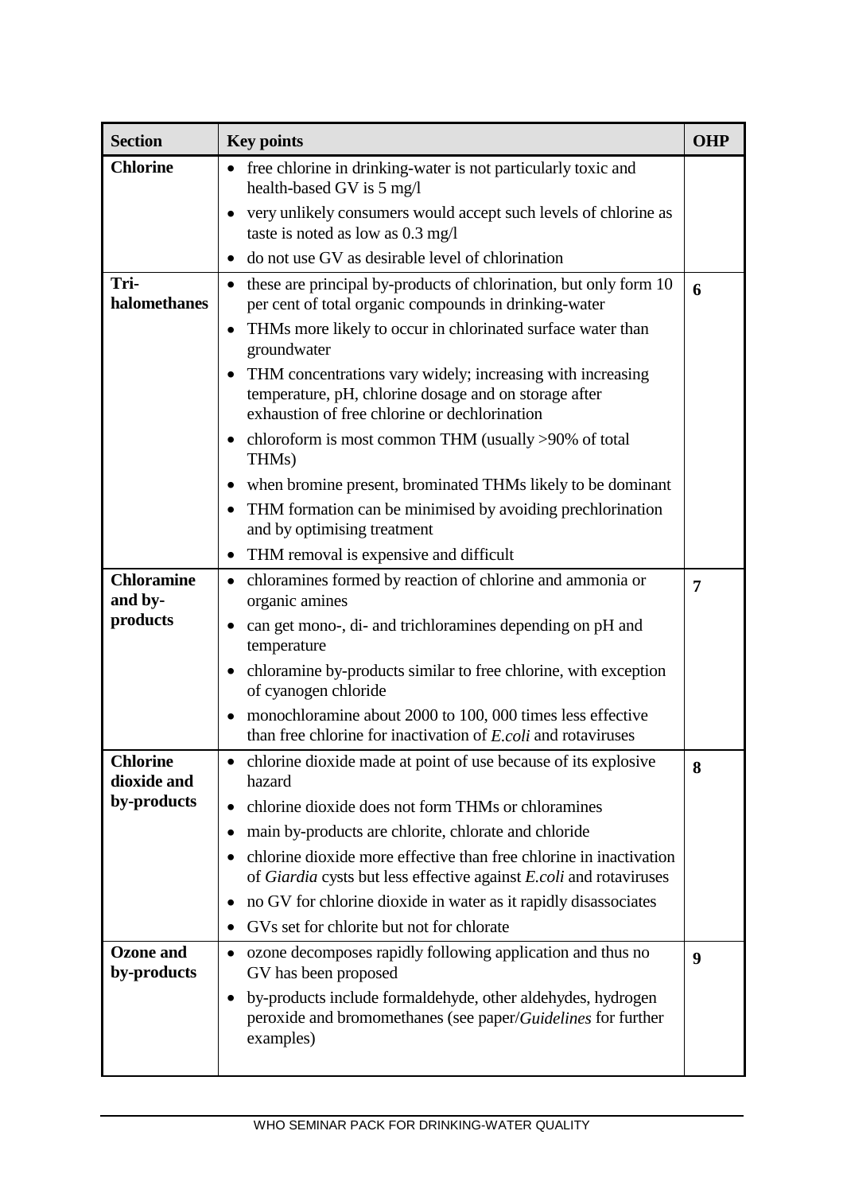| **Section** | **Key points** | **OHP** |
|---|---|---|
| **Chlorine** | • free chlorine in drinking-water is not particularly toxic and health-based GV is 5 mg/l<br>• very unlikely consumers would accept such levels of chlorine as taste is noted as low as 0.3 mg/l<br>• do not use GV as desirable level of chlorination | |
| **Tri-halomethanes** | • these are principal by-products of chlorination, but only form 10 per cent of total organic compounds in drinking-water<br>• THMs more likely to occur in chlorinated surface water than groundwater<br>• THM concentrations vary widely; increasing with increasing temperature, pH, chlorine dosage and on storage after exhaustion of free chlorine or dechlorination<br>• chloroform is most common THM (usually >90% of total THMs)<br>• when bromine present, brominated THMs likely to be dominant<br>• THM formation can be minimised by avoiding prechlorination and by optimising treatment<br>• THM removal is expensive and difficult | **6** |
| **Chloramine and by-products** | • chloramines formed by reaction of chlorine and ammonia or organic amines<br>• can get mono-, di- and trichloramines depending on pH and temperature<br>• chloramine by-products similar to free chlorine, with exception of cyanogen chloride<br>• monochloramine about 2000 to 100, 000 times less effective than free chlorine for inactivation of *E.coli* and rotaviruses | **7** |
| **Chlorine dioxide and by-products** | • chlorine dioxide made at point of use because of its explosive hazard<br>• chlorine dioxide does not form THMs or chloramines<br>• main by-products are chlorite, chlorate and chloride<br>• chlorine dioxide more effective than free chlorine in inactivation of *Giardia* cysts but less effective against *E.coli* and rotaviruses<br>• no GV for chlorine dioxide in water as it rapidly disassociates<br>• GVs set for chlorite but not for chlorate | **8** |
| **Ozone and by-products** | • ozone decomposes rapidly following application and thus no GV has been proposed<br>• by-products include formaldehyde, other aldehydes, hydrogen peroxide and bromomethanes (see paper/*Guidelines* for further examples) | **9** |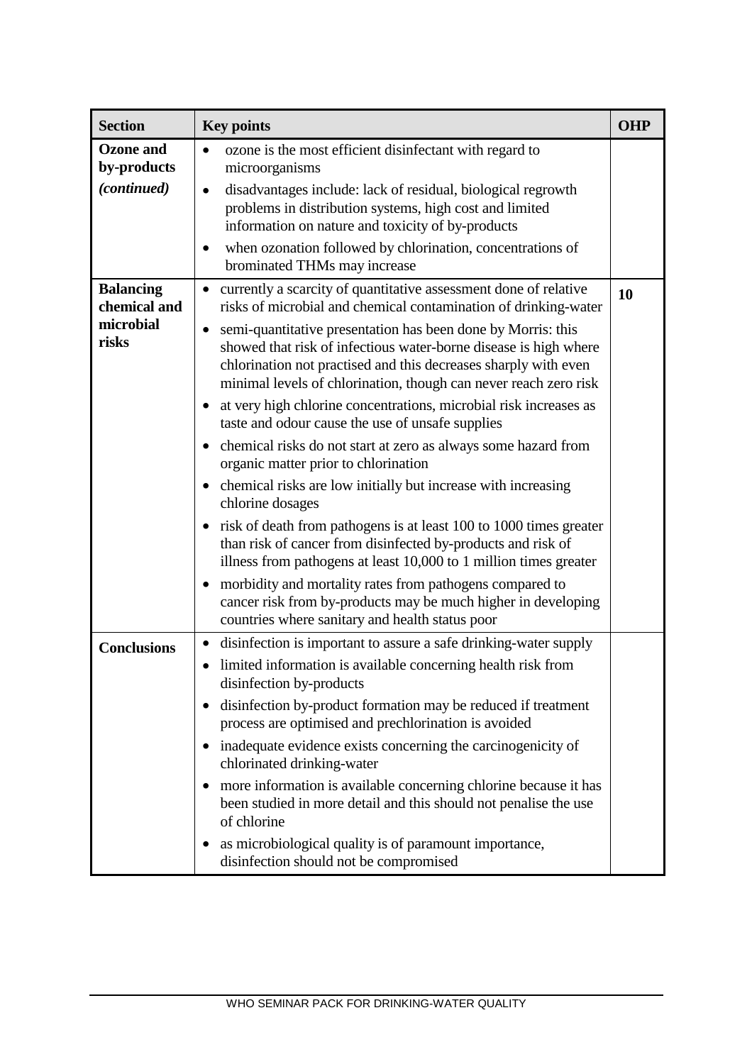| Section | Key points | OHP |
|---|---|---|
| **Ozone and by-products** *(continued)* | • ozone is the most efficient disinfectant with regard to microorganisms<br>• disadvantages include: lack of residual, biological regrowth problems in distribution systems, high cost and limited information on nature and toxicity of by-products<br>• when ozonation followed by chlorination, concentrations of brominated THMs may increase | |
| **Balancing chemical and microbial risks** | • currently a scarcity of quantitative assessment done of relative risks of microbial and chemical contamination of drinking-water<br>• semi-quantitative presentation has been done by Morris: this showed that risk of infectious water-borne disease is high where chlorination not practised and this decreases sharply with even minimal levels of chlorination, though can never reach zero risk<br>• at very high chlorine concentrations, microbial risk increases as taste and odour cause the use of unsafe supplies<br>• chemical risks do not start at zero as always some hazard from organic matter prior to chlorination<br>• chemical risks are low initially but increase with increasing chlorine dosages<br>• risk of death from pathogens is at least 100 to 1000 times greater than risk of cancer from disinfected by-products and risk of illness from pathogens at least 10,000 to 1 million times greater<br>• morbidity and mortality rates from pathogens compared to cancer risk from by-products may be much higher in developing countries where sanitary and health status poor | **10** |
| **Conclusions** | • disinfection is important to assure a safe drinking-water supply<br>• limited information is available concerning health risk from disinfection by-products<br>• disinfection by-product formation may be reduced if treatment process are optimised and prechlorination is avoided<br>• inadequate evidence exists concerning the carcinogenicity of chlorinated drinking-water<br>• more information is available concerning chlorine because it has been studied in more detail and this should not penalise the use of chlorine<br>• as microbiological quality is of paramount importance, disinfection should not be compromised | |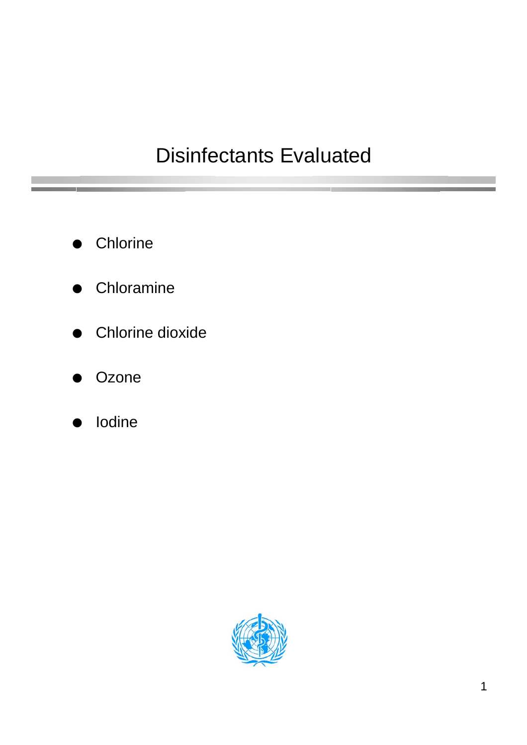# Disinfectants Evaluated

- Chlorine
- Chloramine
- Chlorine dioxide
- Ozone
- Iodine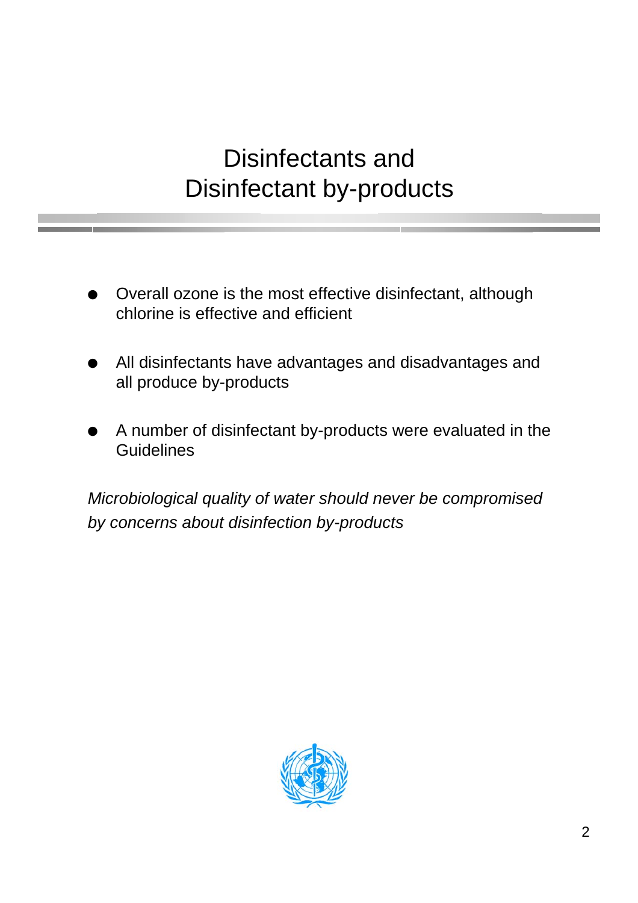# Disinfectants and Disinfectant by-products

- Overall ozone is the most effective disinfectant, although chlorine is effective and efficient
- All disinfectants have advantages and disadvantages and all produce by-products
- A number of disinfectant by-products were evaluated in the Guidelines

*Microbiological quality of water should never be compromised by concerns about disinfection by-products*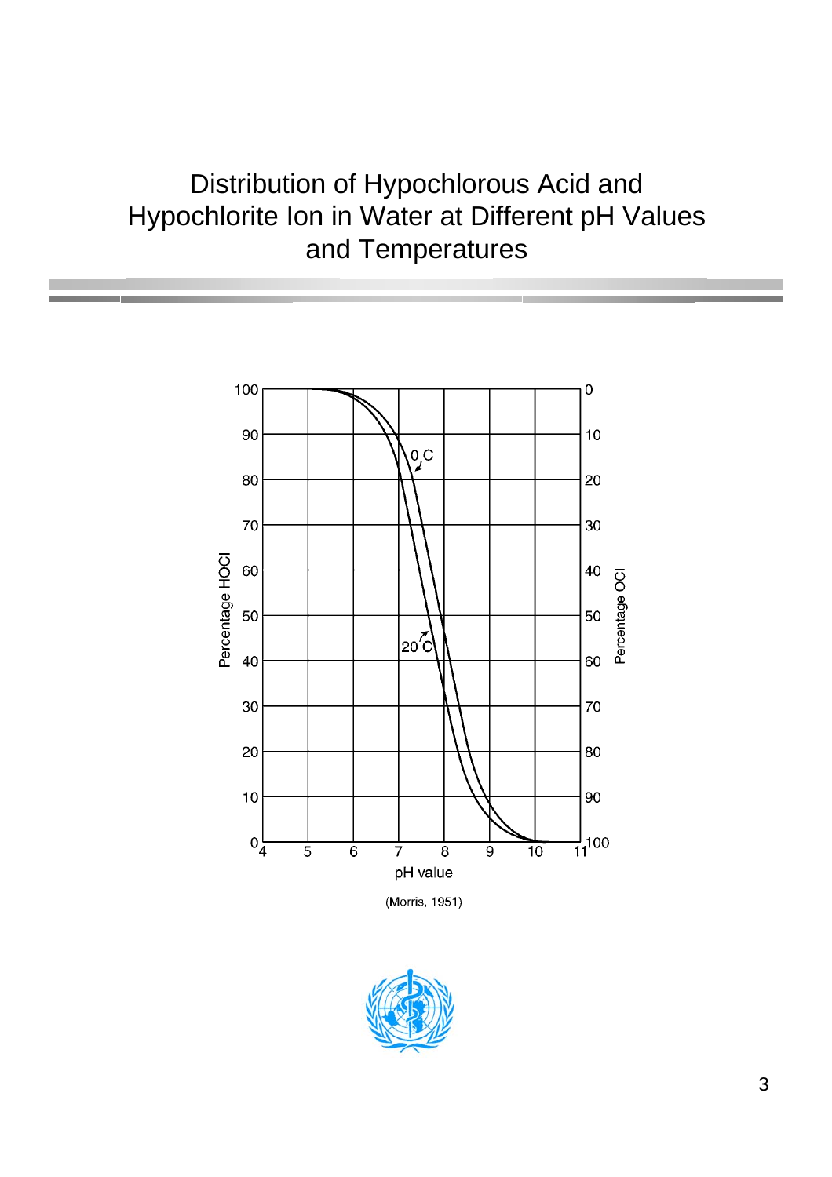# Distribution of Hypochlorous Acid and Hypochlorite Ion in Water at Different pH Values and Temperatures

(Morris, 1951)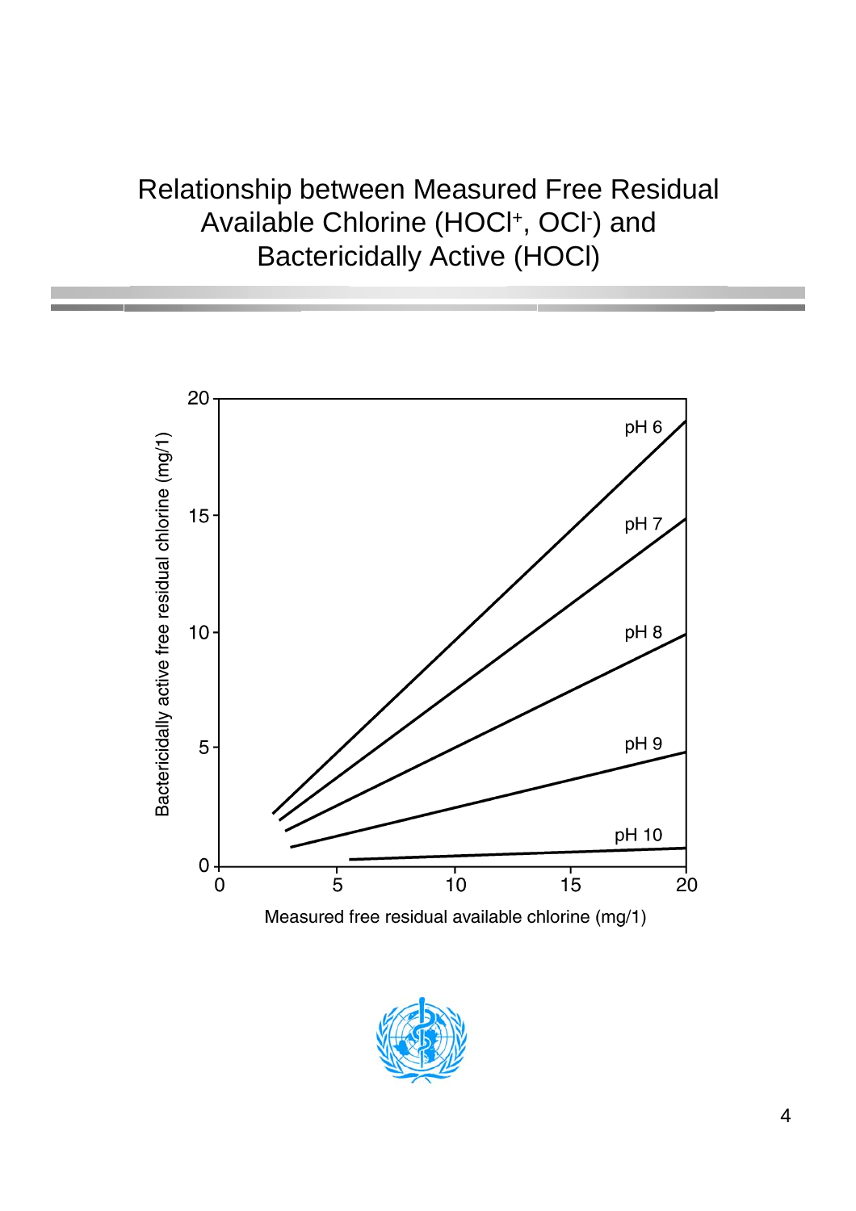# Relationship between Measured Free Residual Available Chlorine ($HOCl^+$, $OCl^-$) and Bactericidally Active (HOCl)

Bactericidally active free residual chlorine (mg/1)

pH 6

pH 7

pH 8

pH 9

pH 10

Measured free residual available chlorine (mg/1)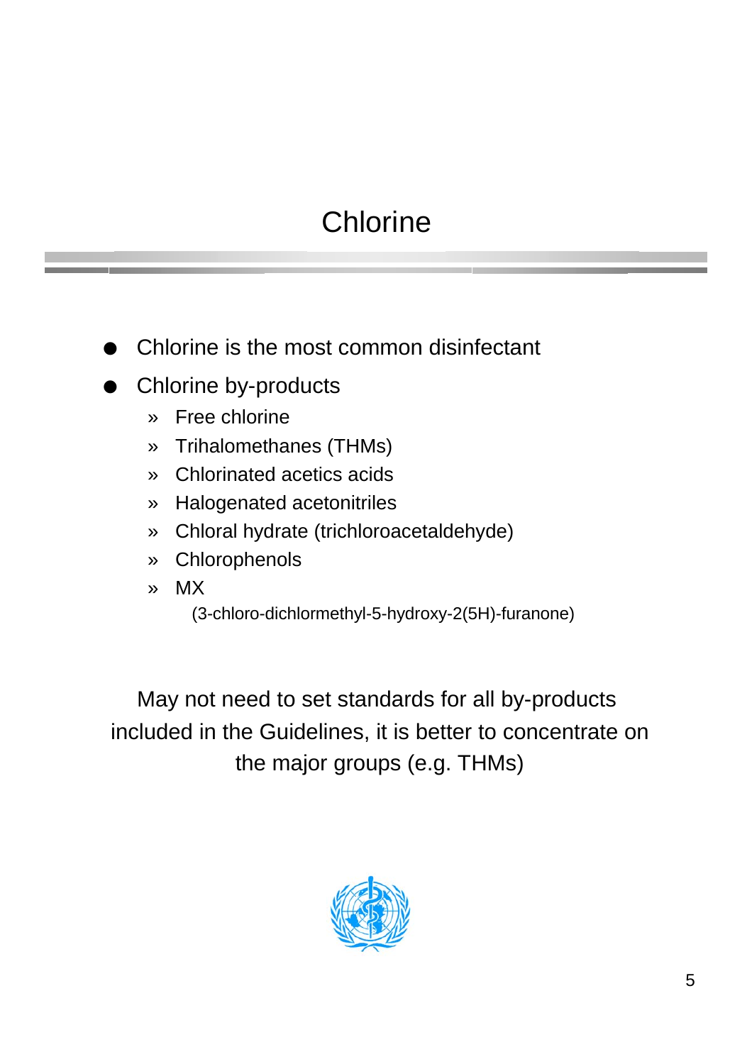# Chlorine

- Chlorine is the most common disinfectant
- Chlorine by-products
  - » Free chlorine
  - » Trihalomethanes (THMs)
  - » Chlorinated acetics acids
  - » Halogenated acetonitriles
  - » Chloral hydrate (trichloroacetaldehyde)
  - » Chlorophenols
  - » MX
    (3-chloro-dichlormethyl-5-hydroxy-2(5H)-furanone)

May not need to set standards for all by-products included in the Guidelines, it is better to concentrate on the major groups (e.g. THMs)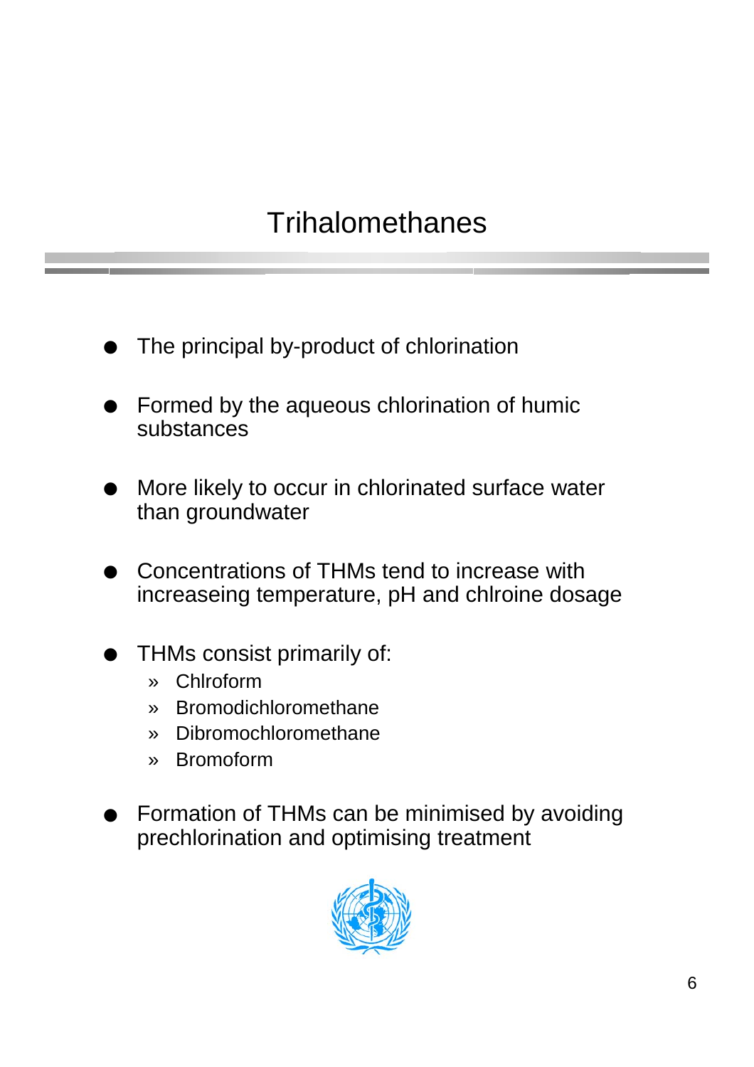# Trihalomethanes

- The principal by-product of chlorination
- Formed by the aqueous chlorination of humic substances
- More likely to occur in chlorinated surface water than groundwater
- Concentrations of THMs tend to increase with increaseing temperature, pH and chlroine dosage
- THMs consist primarily of:
  - Chlroform
  - Bromodichloromethane
  - Dibromochloromethane
  - Bromoform
- Formation of THMs can be minimised by avoiding prechlorination and optimising treatment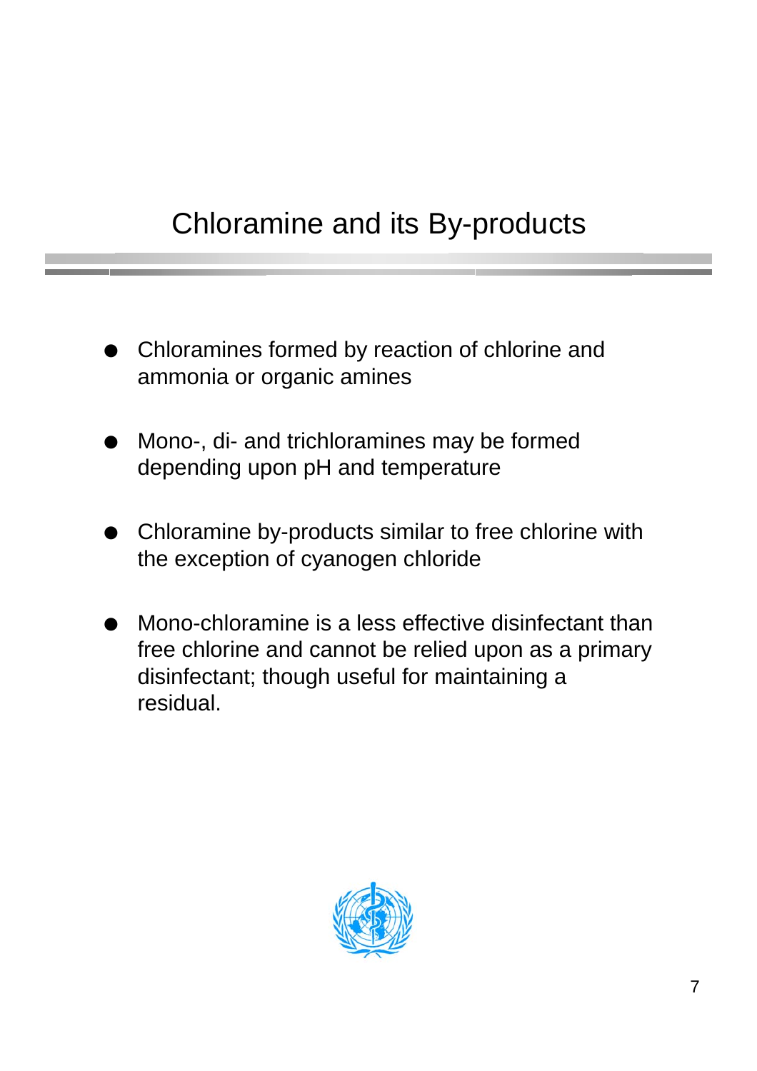# Chloramine and its By-products

- Chloramines formed by reaction of chlorine and ammonia or organic amines
- Mono-, di- and trichloramines may be formed depending upon pH and temperature
- Chloramine by-products similar to free chlorine with the exception of cyanogen chloride
- Mono-chloramine is a less effective disinfectant than free chlorine and cannot be relied upon as a primary disinfectant; though useful for maintaining a residual.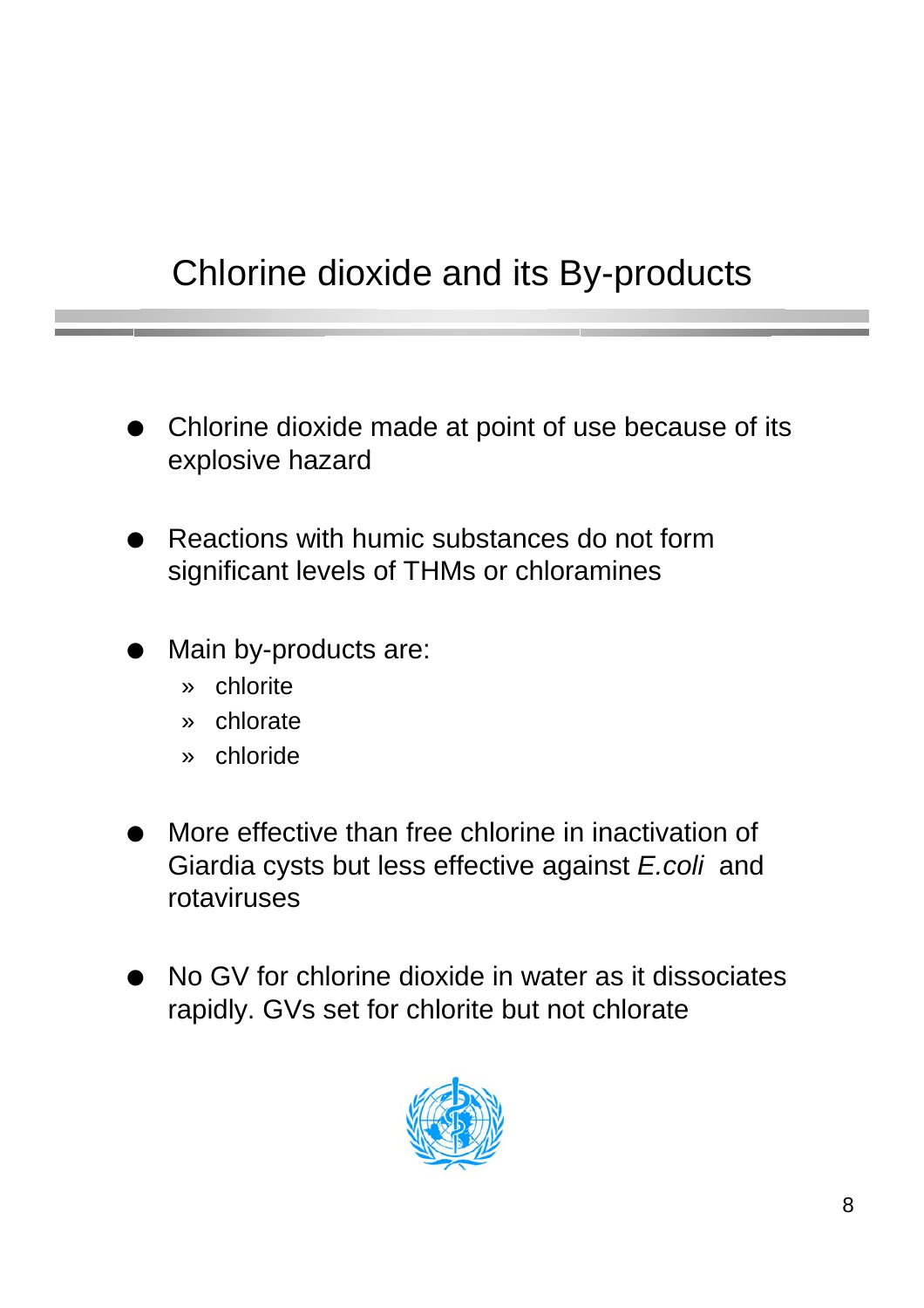# Chlorine dioxide and its By-products

- Chlorine dioxide made at point of use because of its explosive hazard
- Reactions with humic substances do not form significant levels of THMs or chloramines
- Main by-products are:
  - chlorite
  - chlorate
  - chloride
- More effective than free chlorine in inactivation of Giardia cysts but less effective against *E.coli* and rotaviruses
- No GV for chlorine dioxide in water as it dissociates rapidly. GVs set for chlorite but not chlorate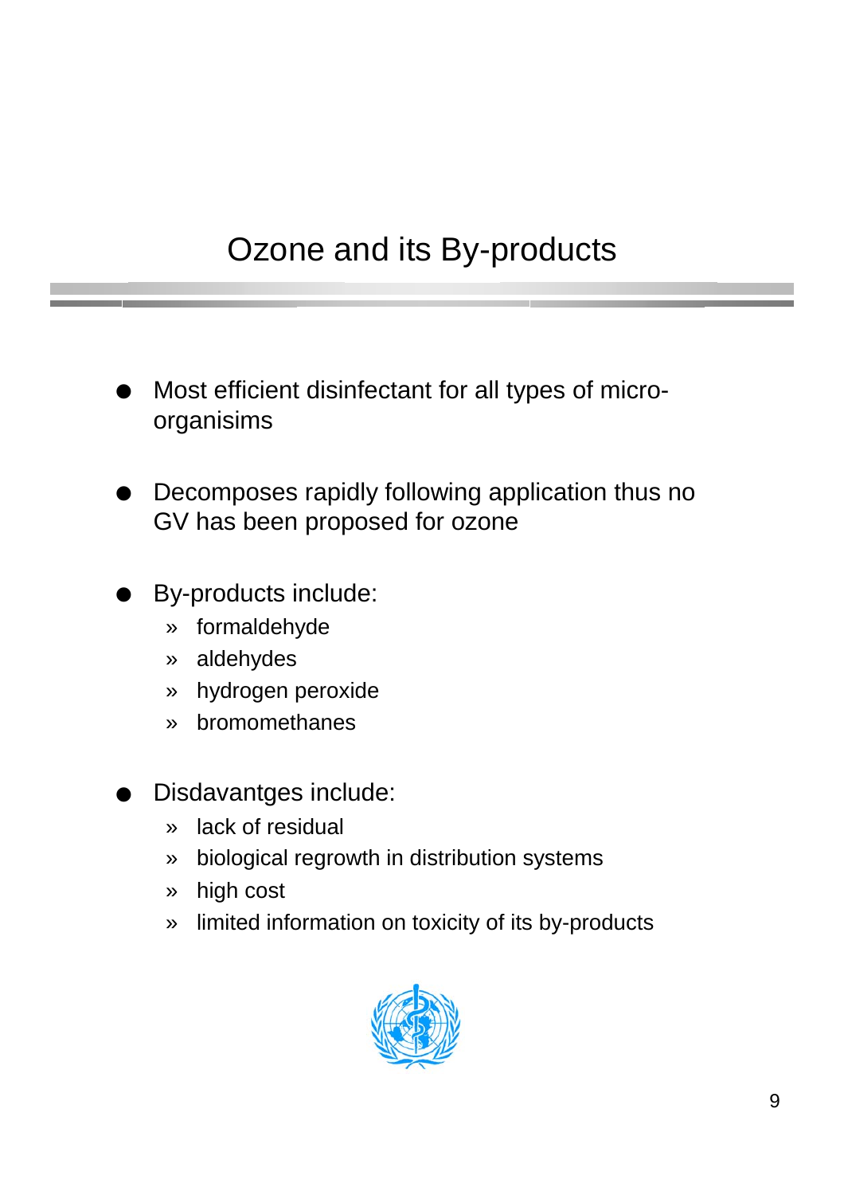# Ozone and its By-products

- Most efficient disinfectant for all types of micro-organisims

- Decomposes rapidly following application thus no GV has been proposed for ozone

- By-products include:
  - formaldehyde
  - aldehydes
  - hydrogen peroxide
  - bromomethanes

- Disdavantges include:
  - lack of residual
  - biological regrowth in distribution systems
  - high cost
  - limited information on toxicity of its by-products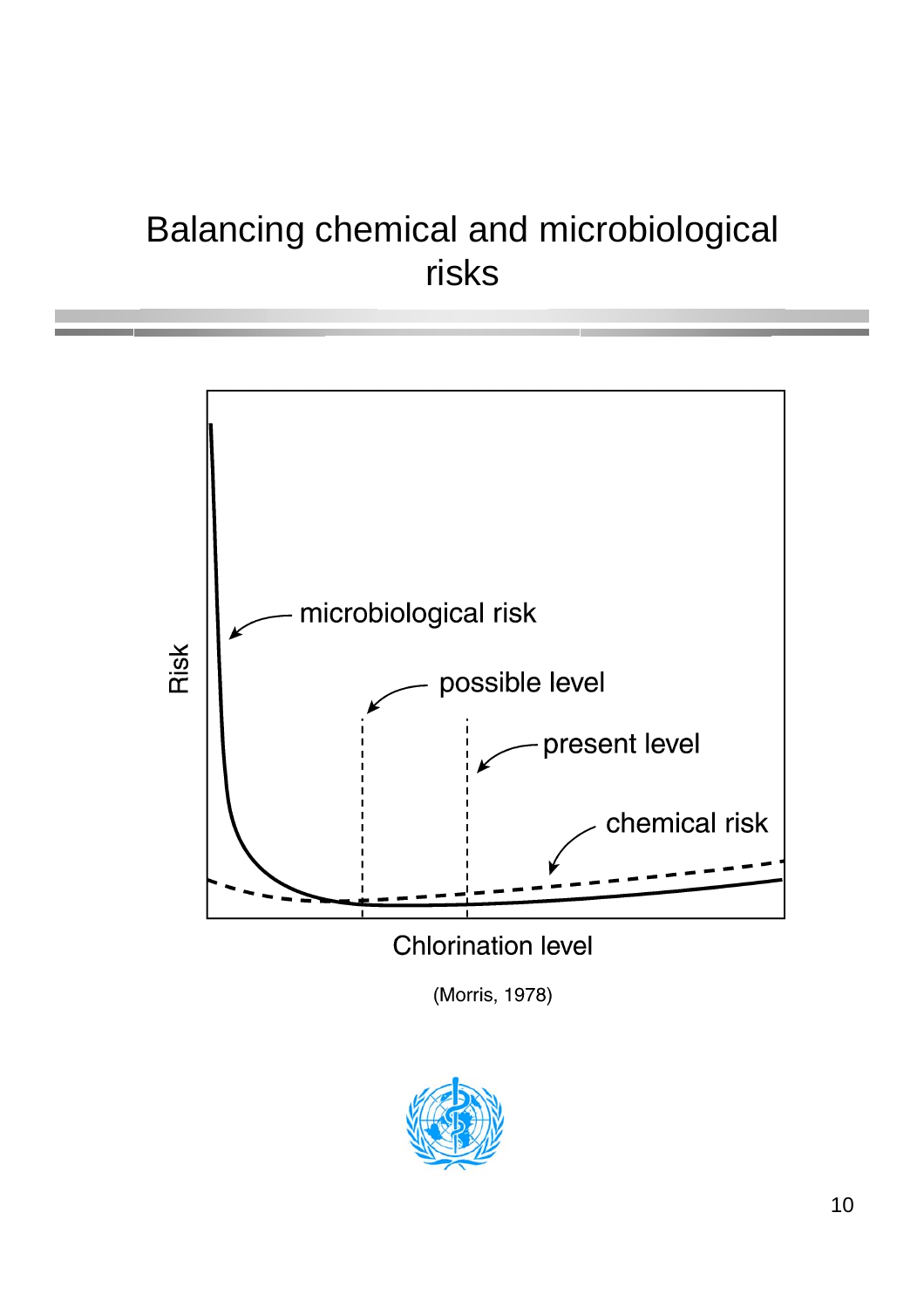# Balancing chemical and microbiological risks

Risk

microbiological risk

possible level

present level

chemical risk

Chlorination level

(Morris, 1978)